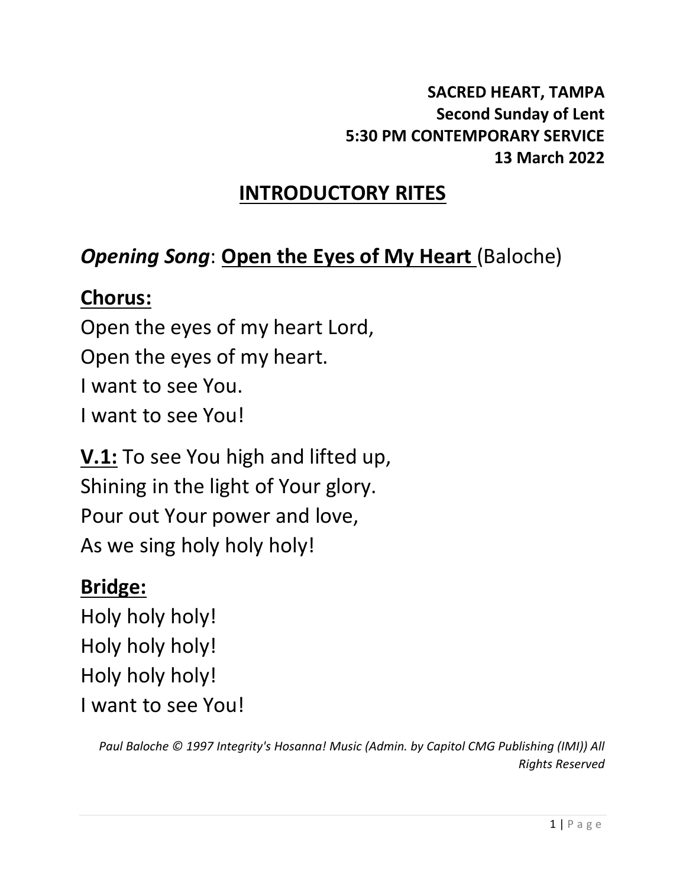**SACRED HEART, TAMPA**
**Second Sunday of Lent**
**5:30 PM CONTEMPORARY SERVICE**
**13 March 2022**

# INTRODUCTORY RITES

## *Opening Song*: Open the Eyes of My Heart (Baloche)

**Chorus:**

Open the eyes of my heart Lord,
Open the eyes of my heart.
I want to see You.
I want to see You!

**V.1:** To see You high and lifted up,
Shining in the light of Your glory.
Pour out Your power and love,
As we sing holy holy holy!

**Bridge:**

Holy holy holy!
Holy holy holy!
Holy holy holy!
I want to see You!

*Paul Baloche © 1997 Integrity's Hosanna! Music (Admin. by Capitol CMG Publishing (IMI)) All Rights Reserved*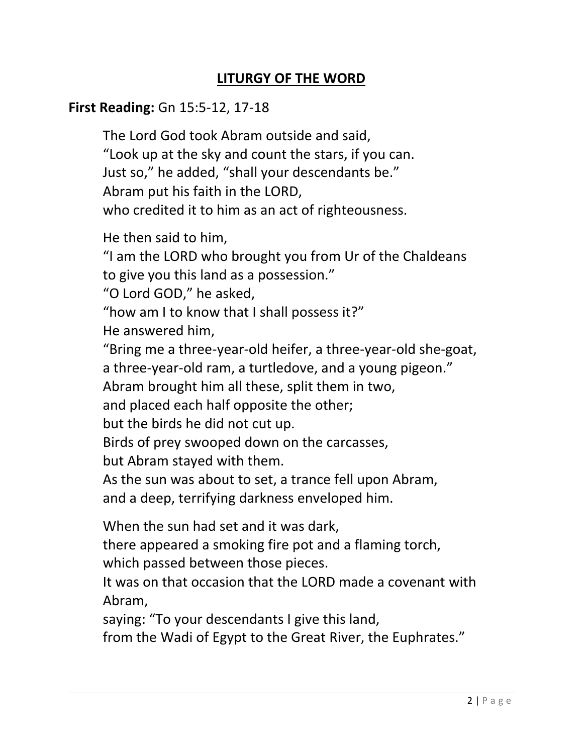## LITURGY OF THE WORD

**First Reading:** Gn 15:5-12, 17-18

The Lord God took Abram outside and said,
"Look up at the sky and count the stars, if you can.
Just so," he added, "shall your descendants be."
Abram put his faith in the LORD,
who credited it to him as an act of righteousness.

He then said to him,
"I am the LORD who brought you from Ur of the Chaldeans
to give you this land as a possession."
"O Lord GOD," he asked,
"how am I to know that I shall possess it?"
He answered him,
"Bring me a three-year-old heifer, a three-year-old she-goat,
a three-year-old ram, a turtledove, and a young pigeon."
Abram brought him all these, split them in two,
and placed each half opposite the other;
but the birds he did not cut up.
Birds of prey swooped down on the carcasses,
but Abram stayed with them.
As the sun was about to set, a trance fell upon Abram,
and a deep, terrifying darkness enveloped him.

When the sun had set and it was dark,
there appeared a smoking fire pot and a flaming torch,
which passed between those pieces.
It was on that occasion that the LORD made a covenant with Abram,
saying: "To your descendants I give this land,
from the Wadi of Egypt to the Great River, the Euphrates."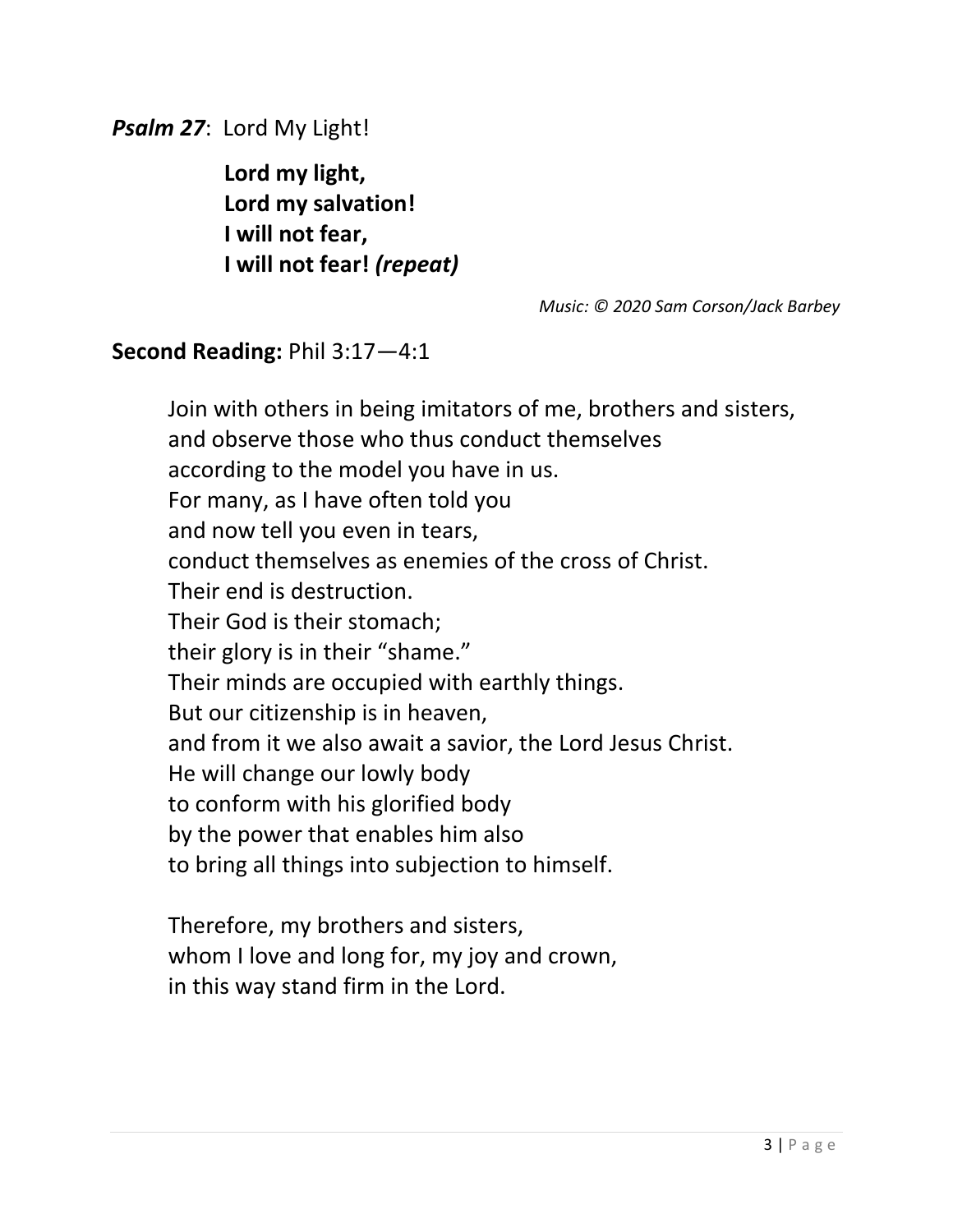***Psalm 27***: Lord My Light!

**Lord my light,**
**Lord my salvation!**
**I will not fear,**
**I will not fear!** ***(repeat)***

*Music: © 2020 Sam Corson/Jack Barbey*

**Second Reading:** Phil 3:17—4:1

Join with others in being imitators of me, brothers and sisters,
and observe those who thus conduct themselves
according to the model you have in us.
For many, as I have often told you
and now tell you even in tears,
conduct themselves as enemies of the cross of Christ.
Their end is destruction.
Their God is their stomach;
their glory is in their "shame."
Their minds are occupied with earthly things.
But our citizenship is in heaven,
and from it we also await a savior, the Lord Jesus Christ.
He will change our lowly body
to conform with his glorified body
by the power that enables him also
to bring all things into subjection to himself.

Therefore, my brothers and sisters,
whom I love and long for, my joy and crown,
in this way stand firm in the Lord.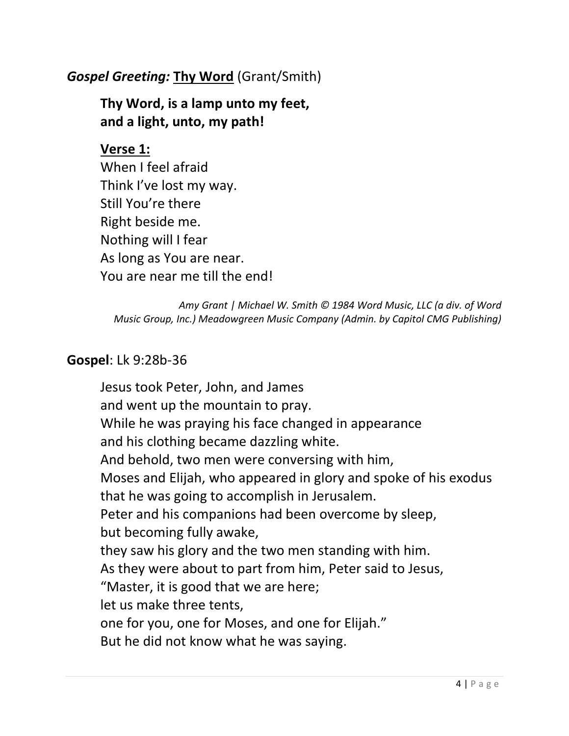***Gospel Greeting:*** **<u>Thy Word</u>** (Grant/Smith)

**Thy Word, is a lamp unto my feet,**
**and a light, unto, my path!**

**<u>Verse 1:</u>**
When I feel afraid
Think I've lost my way.
Still You're there
Right beside me.
Nothing will I fear
As long as You are near.
You are near me till the end!

*Amy Grant | Michael W. Smith © 1984 Word Music, LLC (a div. of Word Music Group, Inc.) Meadowgreen Music Company (Admin. by Capitol CMG Publishing)*

**Gospel**: Lk 9:28b-36

Jesus took Peter, John, and James
and went up the mountain to pray.
While he was praying his face changed in appearance
and his clothing became dazzling white.
And behold, two men were conversing with him,
Moses and Elijah, who appeared in glory and spoke of his exodus
that he was going to accomplish in Jerusalem.
Peter and his companions had been overcome by sleep,
but becoming fully awake,
they saw his glory and the two men standing with him.
As they were about to part from him, Peter said to Jesus,
"Master, it is good that we are here;
let us make three tents,
one for you, one for Moses, and one for Elijah."
But he did not know what he was saying.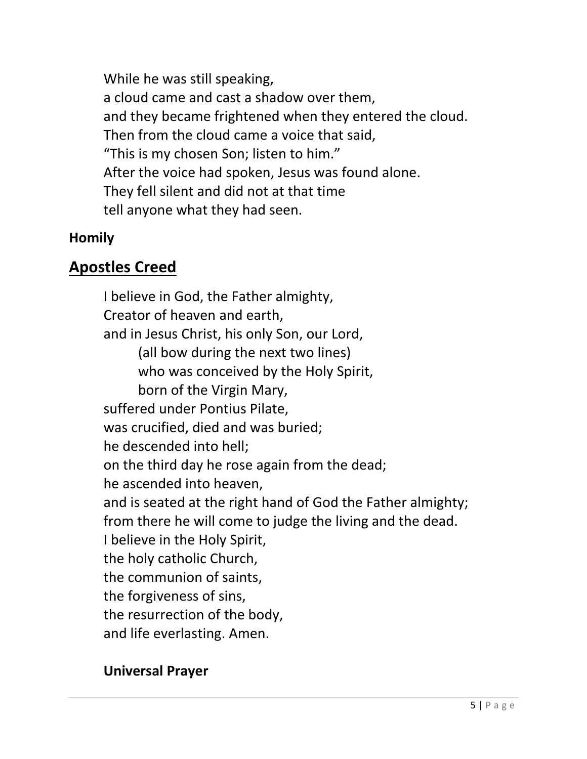While he was still speaking,  
a cloud came and cast a shadow over them,  
and they became frightened when they entered the cloud.  
Then from the cloud came a voice that said,  
"This is my chosen Son; listen to him."  
After the voice had spoken, Jesus was found alone.  
They fell silent and did not at that time  
tell anyone what they had seen.

**Homily**

## Apostles Creed

I believe in God, the Father almighty,  
Creator of heaven and earth,  
and in Jesus Christ, his only Son, our Lord,  
(all bow during the next two lines)  
who was conceived by the Holy Spirit,  
born of the Virgin Mary,  
suffered under Pontius Pilate,  
was crucified, died and was buried;  
he descended into hell;  
on the third day he rose again from the dead;  
he ascended into heaven,  
and is seated at the right hand of God the Father almighty;  
from there he will come to judge the living and the dead.  
I believe in the Holy Spirit,  
the holy catholic Church,  
the communion of saints,  
the forgiveness of sins,  
the resurrection of the body,  
and life everlasting. Amen.

**Universal Prayer**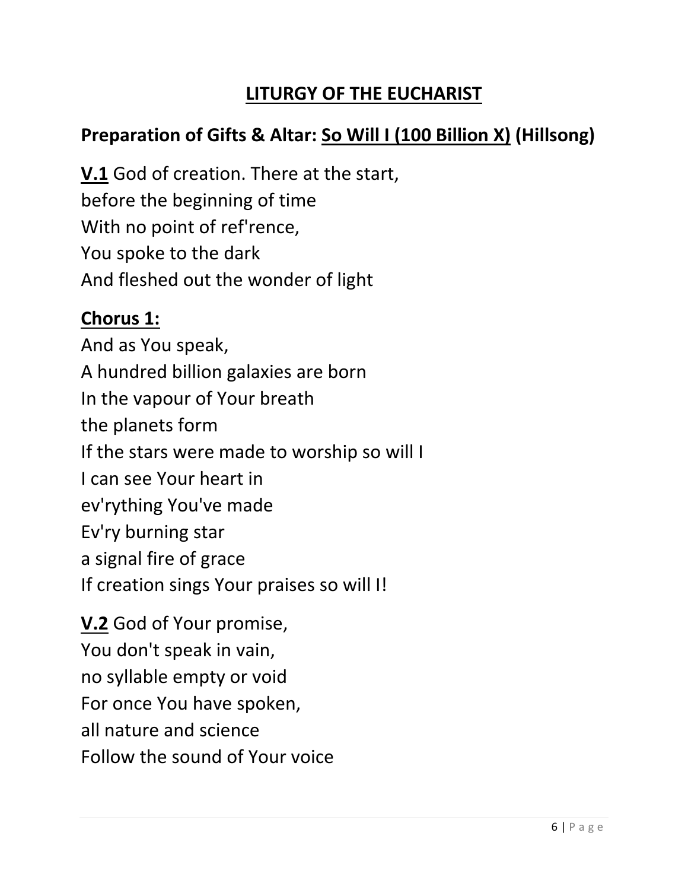# LITURGY OF THE EUCHARIST

## Preparation of Gifts & Altar: So Will I (100 Billion X) (Hillsong)

**V.1** God of creation. There at the start,
before the beginning of time
With no point of ref'rence,
You spoke to the dark
And fleshed out the wonder of light

**Chorus 1:**
And as You speak,
A hundred billion galaxies are born
In the vapour of Your breath
the planets form
If the stars were made to worship so will I
I can see Your heart in
ev'rything You've made
Ev'ry burning star
a signal fire of grace
If creation sings Your praises so will I!

**V.2** God of Your promise,
You don't speak in vain,
no syllable empty or void
For once You have spoken,
all nature and science
Follow the sound of Your voice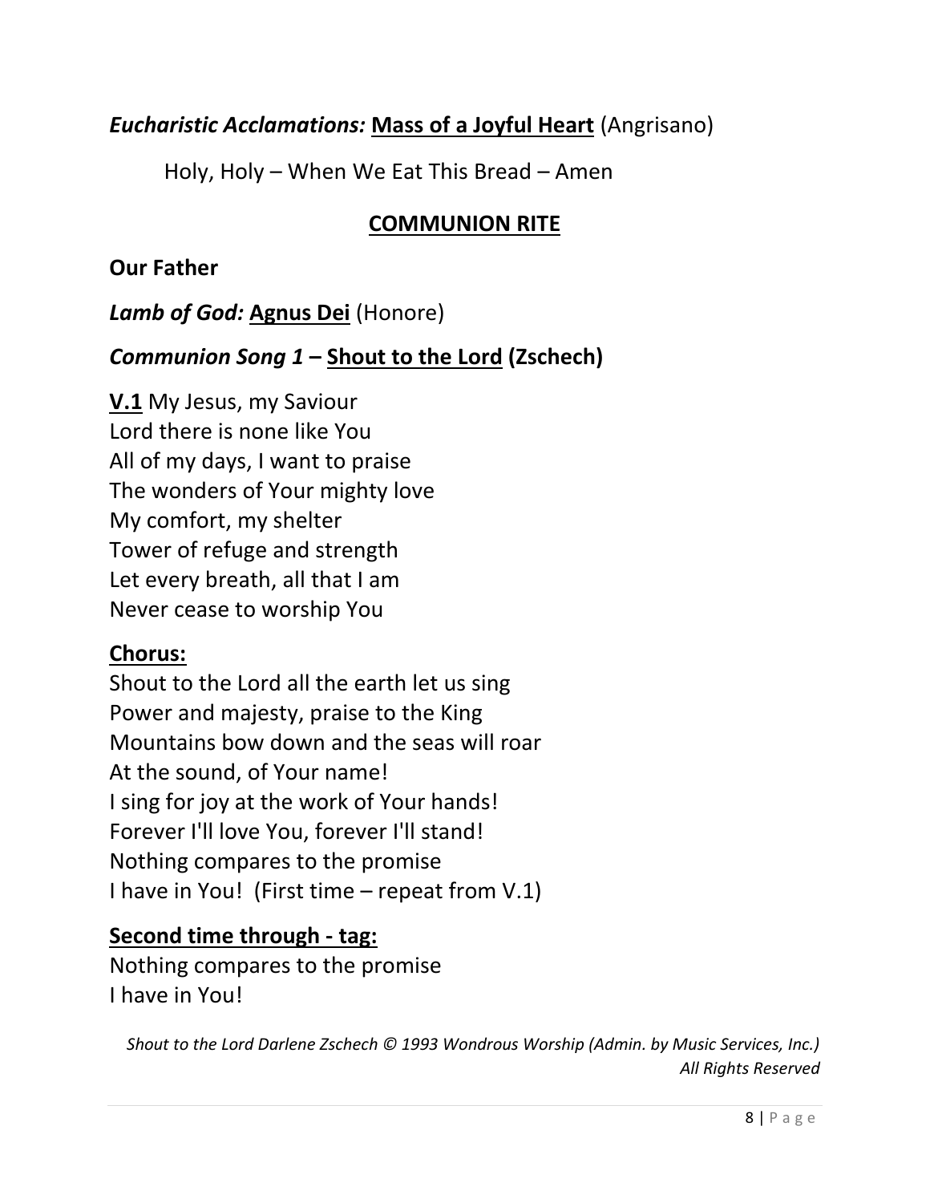***Eucharistic Acclamations:* Mass of a Joyful Heart** (Angrisano)

Holy, Holy – When We Eat This Bread – Amen

## COMMUNION RITE

**Our Father**

***Lamb of God:* Agnus Dei** (Honore)

***Communion Song 1* – Shout to the Lord (Zschech)**

**V.1** My Jesus, my Saviour
Lord there is none like You
All of my days, I want to praise
The wonders of Your mighty love
My comfort, my shelter
Tower of refuge and strength
Let every breath, all that I am
Never cease to worship You

**Chorus:**
Shout to the Lord all the earth let us sing
Power and majesty, praise to the King
Mountains bow down and the seas will roar
At the sound, of Your name!
I sing for joy at the work of Your hands!
Forever I'll love You, forever I'll stand!
Nothing compares to the promise
I have in You! (First time – repeat from V.1)

**Second time through - tag:**
Nothing compares to the promise
I have in You!

*Shout to the Lord Darlene Zschech © 1993 Wondrous Worship (Admin. by Music Services, Inc.) All Rights Reserved*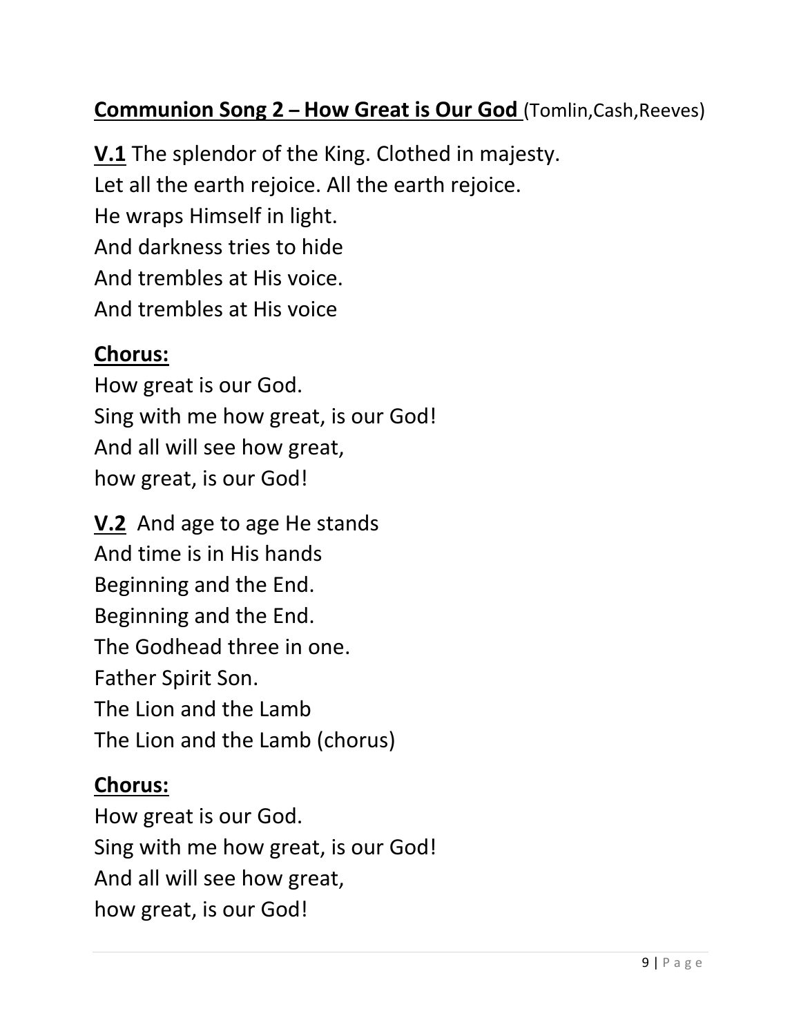**Communion Song 2 – How Great is Our God** (Tomlin,Cash,Reeves)

**V.1** The splendor of the King. Clothed in majesty.
Let all the earth rejoice. All the earth rejoice.
He wraps Himself in light.
And darkness tries to hide
And trembles at His voice.
And trembles at His voice

**Chorus:**
How great is our God.
Sing with me how great, is our God!
And all will see how great,
how great, is our God!

**V.2** And age to age He stands
And time is in His hands
Beginning and the End.
Beginning and the End.
The Godhead three in one.
Father Spirit Son.
The Lion and the Lamb
The Lion and the Lamb (chorus)

**Chorus:**
How great is our God.
Sing with me how great, is our God!
And all will see how great,
how great, is our God!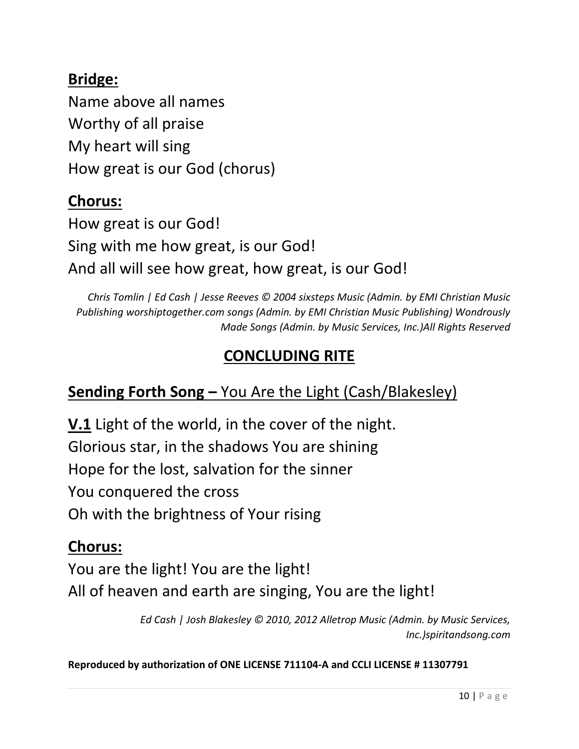**Bridge:**

Name above all names
Worthy of all praise
My heart will sing
How great is our God (chorus)

**Chorus:**

How great is our God!
Sing with me how great, is our God!
And all will see how great, how great, is our God!

*Chris Tomlin | Ed Cash | Jesse Reeves © 2004 sixsteps Music (Admin. by EMI Christian Music Publishing worshiptogether.com songs (Admin. by EMI Christian Music Publishing) Wondrously Made Songs (Admin. by Music Services, Inc.)All Rights Reserved*

## CONCLUDING RITE

### Sending Forth Song – You Are the Light (Cash/Blakesley)

**V.1** Light of the world, in the cover of the night.
Glorious star, in the shadows You are shining
Hope for the lost, salvation for the sinner
You conquered the cross
Oh with the brightness of Your rising

**Chorus:**

You are the light! You are the light!
All of heaven and earth are singing, You are the light!

*Ed Cash | Josh Blakesley © 2010, 2012 Alletrop Music (Admin. by Music Services, Inc.)spiritandsong.com*

**Reproduced by authorization of ONE LICENSE 711104-A and CCLI LICENSE # 11307791**